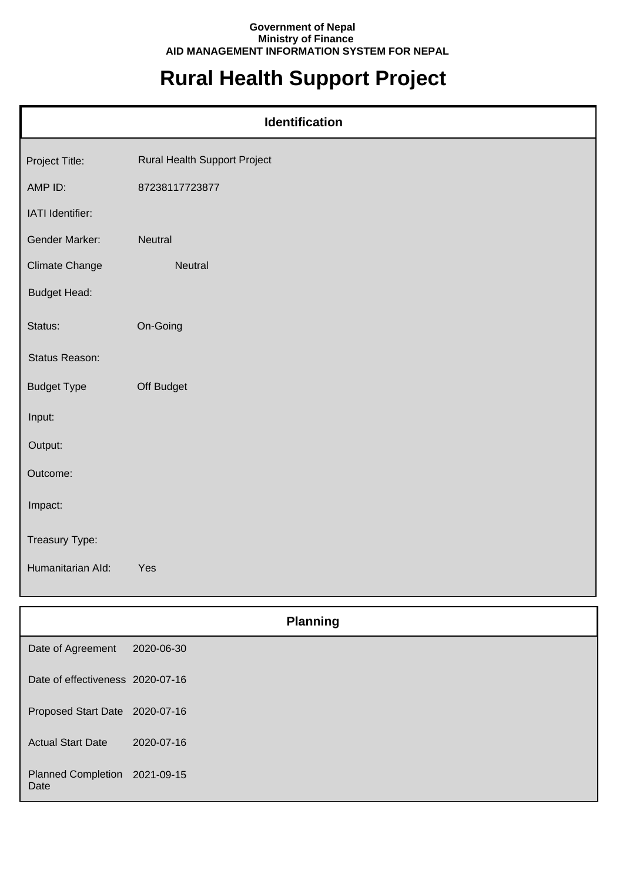**Government of Nepal**
**Ministry of Finance**
**AID MANAGEMENT INFORMATION SYSTEM FOR NEPAL**

# Rural Health Support Project

## Identification

| | |
|---|---|
| Project Title: | Rural Health Support Project |
| AMP ID: | 87238117723877 |
| IATI Identifier: | |
| Gender Marker: | Neutral |
| Climate Change | Neutral |
| Budget Head: | |
| Status: | On-Going |
| Status Reason: | |
| Budget Type | Off Budget |
| Input: | |
| Output: | |
| Outcome: | |
| Impact: | |
| Treasury Type: | |
| Humanitarian AId: | Yes |

## Planning

| | |
|---|---|
| Date of Agreement | 2020-06-30 |
| Date of effectiveness | 2020-07-16 |
| Proposed Start Date | 2020-07-16 |
| Actual Start Date | 2020-07-16 |
| Planned Completion Date | 2021-09-15 |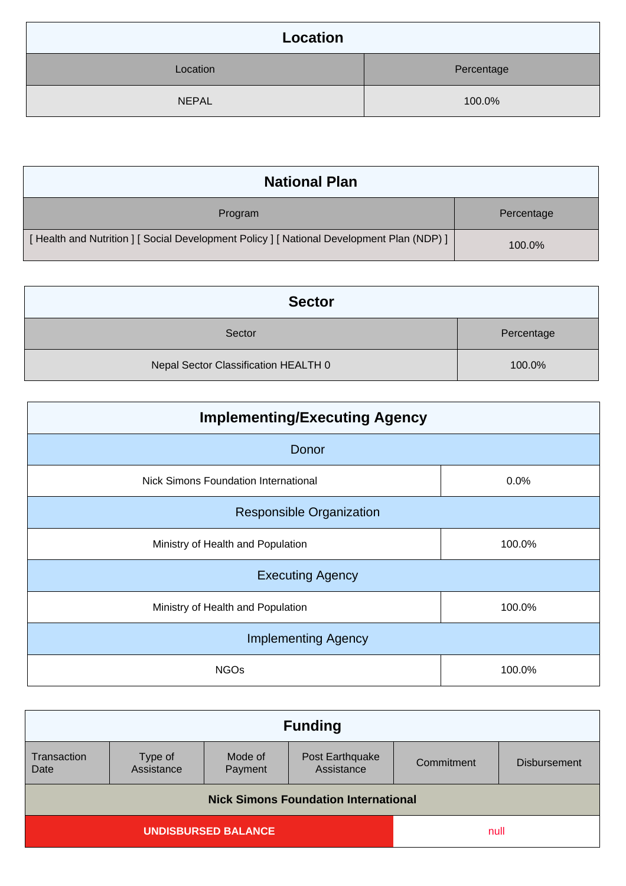## Location

| Location | Percentage |
|---|---|
| NEPAL | 100.0% |

## National Plan

| Program | Percentage |
|---|---|
| [ Health and Nutrition ] [ Social Development Policy ] [ National Development Plan (NDP) ] | 100.0% |

## Sector

| Sector | Percentage |
|---|---|
| Nepal Sector Classification HEALTH 0 | 100.0% |

## Implementing/Executing Agency

| Donor | |
|---|---|
| Nick Simons Foundation International | 0.0% |
| **Responsible Organization** | |
| Ministry of Health and Population | 100.0% |
| **Executing Agency** | |
| Ministry of Health and Population | 100.0% |
| **Implementing Agency** | |
| NGOs | 100.0% |

## Funding

| Transaction Date | Type of Assistance | Mode of Payment | Post Earthquake Assistance | Commitment | Disbursement |
|---|---|---|---|---|---|
| **Nick Simons Foundation International** | | | | | |
| **UNDISBURSED BALANCE** | | | | null | |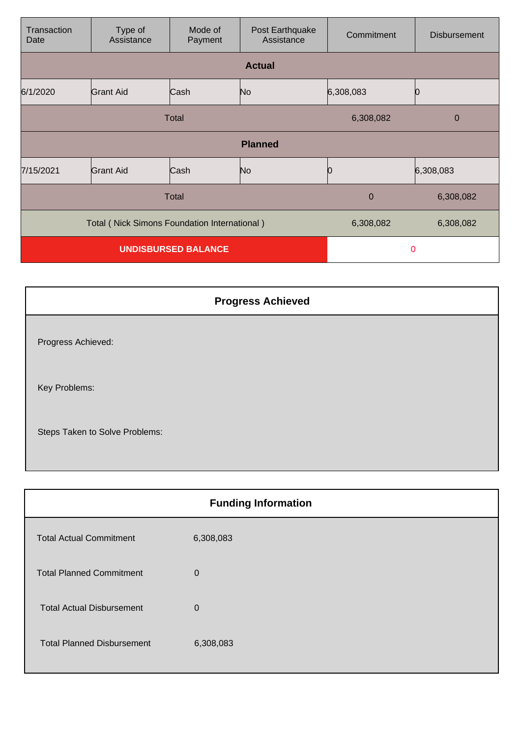| Transaction Date | Type of Assistance | Mode of Payment | Post Earthquake Assistance | Commitment | Disbursement |
|---|---|---|---|---|---|
| **Actual** | | | | | |
| 6/1/2020 | Grant Aid | Cash | No | 6,308,083 | 0 |
| Total | | | | 6,308,082 | 0 |
| **Planned** | | | | | |
| 7/15/2021 | Grant Aid | Cash | No | 0 | 6,308,083 |
| Total | | | | 0 | 6,308,082 |
| Total ( Nick Simons Foundation International ) | | | | 6,308,082 | 6,308,082 |
| **UNDISBURSED BALANCE** | | | | 0 | |

## Progress Achieved

Progress Achieved:

Key Problems:

Steps Taken to Solve Problems:

## Funding Information

| | |
|---|---|
| Total Actual Commitment | 6,308,083 |
| Total Planned Commitment | 0 |
| Total Actual Disbursement | 0 |
| Total Planned Disbursement | 6,308,083 |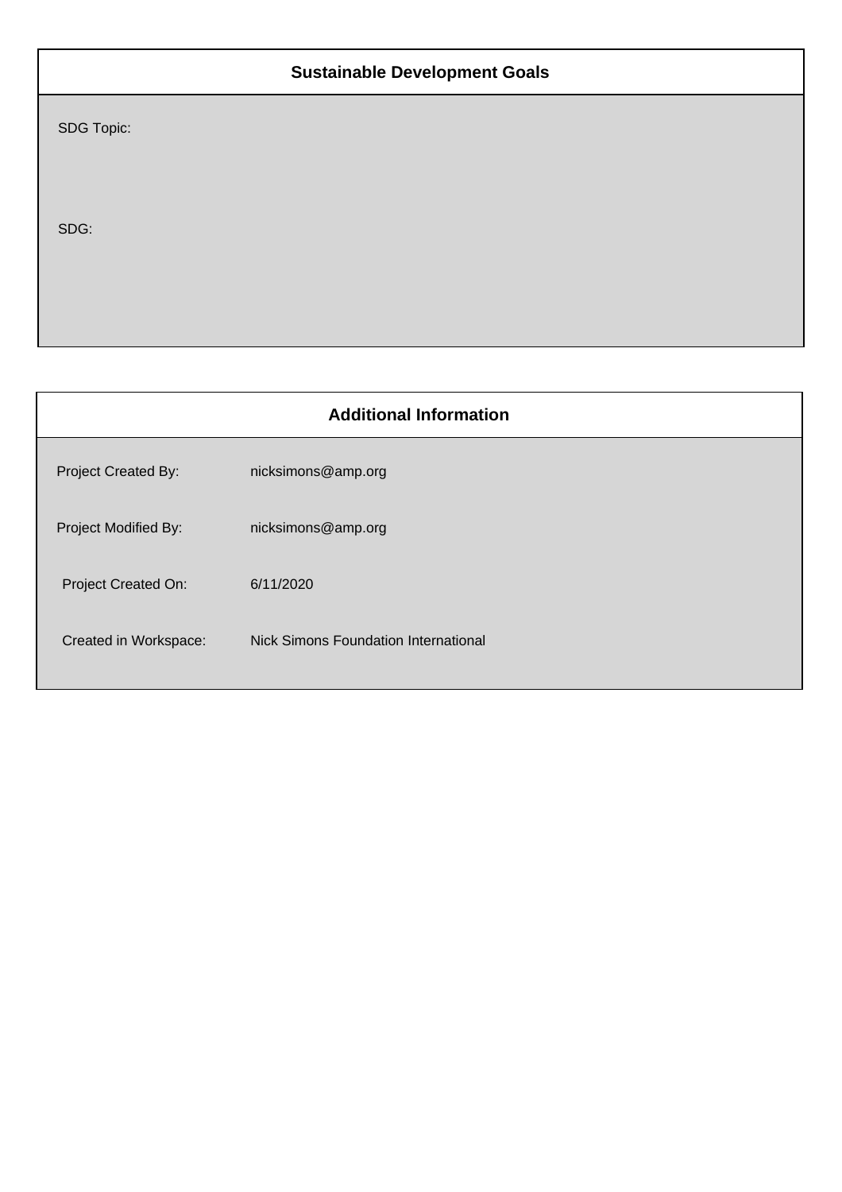## Sustainable Development Goals

SDG Topic:

SDG:

## Additional Information

| | |
|---|---|
| Project Created By: | nicksimons@amp.org |
| Project Modified By: | nicksimons@amp.org |
| Project Created On: | 6/11/2020 |
| Created in Workspace: | Nick Simons Foundation International |